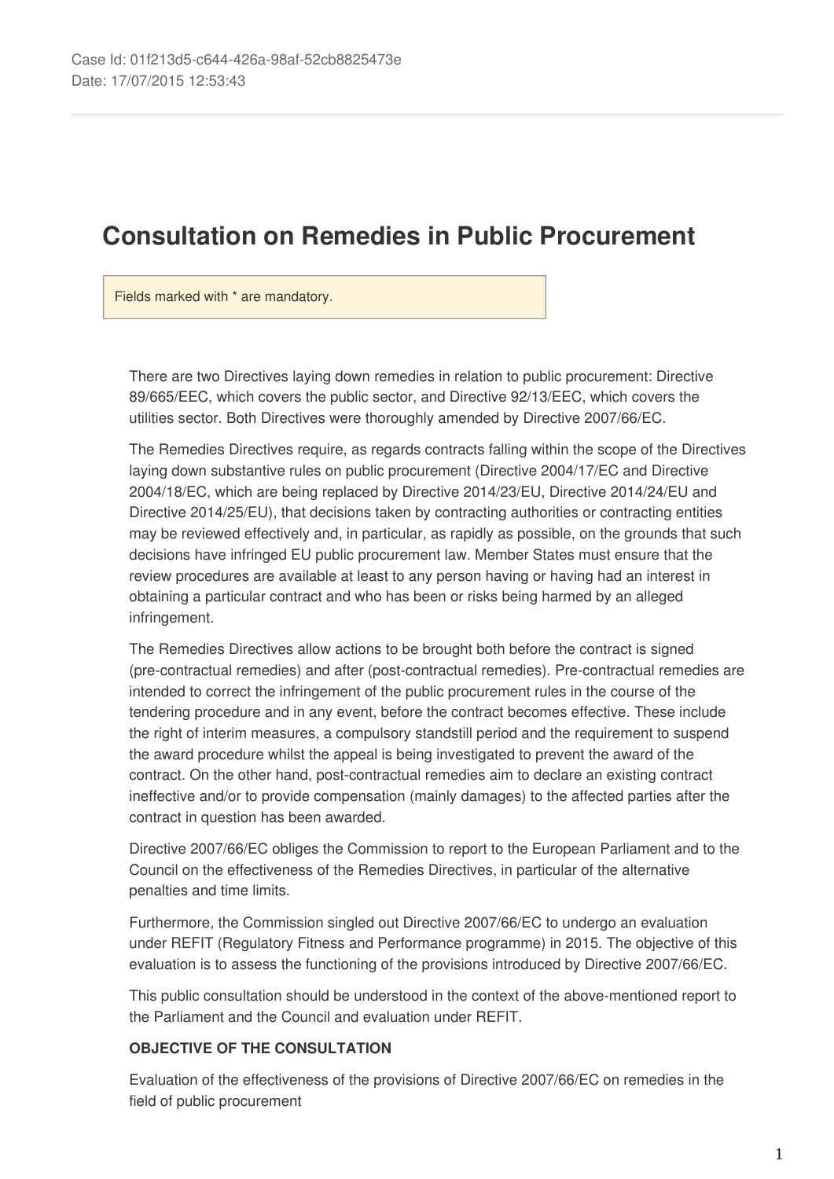Case Id: 01f213d5-c644-426a-98af-52cb8825473e
Date: 17/07/2015 12:53:43

# Consultation on Remedies in Public Procurement

Fields marked with * are mandatory.

There are two Directives laying down remedies in relation to public procurement: Directive 89/665/EEC, which covers the public sector, and Directive 92/13/EEC, which covers the utilities sector. Both Directives were thoroughly amended by Directive 2007/66/EC.

The Remedies Directives require, as regards contracts falling within the scope of the Directives laying down substantive rules on public procurement (Directive 2004/17/EC and Directive 2004/18/EC, which are being replaced by Directive 2014/23/EU, Directive 2014/24/EU and Directive 2014/25/EU), that decisions taken by contracting authorities or contracting entities may be reviewed effectively and, in particular, as rapidly as possible, on the grounds that such decisions have infringed EU public procurement law. Member States must ensure that the review procedures are available at least to any person having or having had an interest in obtaining a particular contract and who has been or risks being harmed by an alleged infringement.

The Remedies Directives allow actions to be brought both before the contract is signed (pre-contractual remedies) and after (post-contractual remedies). Pre-contractual remedies are intended to correct the infringement of the public procurement rules in the course of the tendering procedure and in any event, before the contract becomes effective. These include the right of interim measures, a compulsory standstill period and the requirement to suspend the award procedure whilst the appeal is being investigated to prevent the award of the contract. On the other hand, post-contractual remedies aim to declare an existing contract ineffective and/or to provide compensation (mainly damages) to the affected parties after the contract in question has been awarded.

Directive 2007/66/EC obliges the Commission to report to the European Parliament and to the Council on the effectiveness of the Remedies Directives, in particular of the alternative penalties and time limits.

Furthermore, the Commission singled out Directive 2007/66/EC to undergo an evaluation under REFIT (Regulatory Fitness and Performance programme) in 2015. The objective of this evaluation is to assess the functioning of the provisions introduced by Directive 2007/66/EC.

This public consultation should be understood in the context of the above-mentioned report to the Parliament and the Council and evaluation under REFIT.

**OBJECTIVE OF THE CONSULTATION**

Evaluation of the effectiveness of the provisions of Directive 2007/66/EC on remedies in the field of public procurement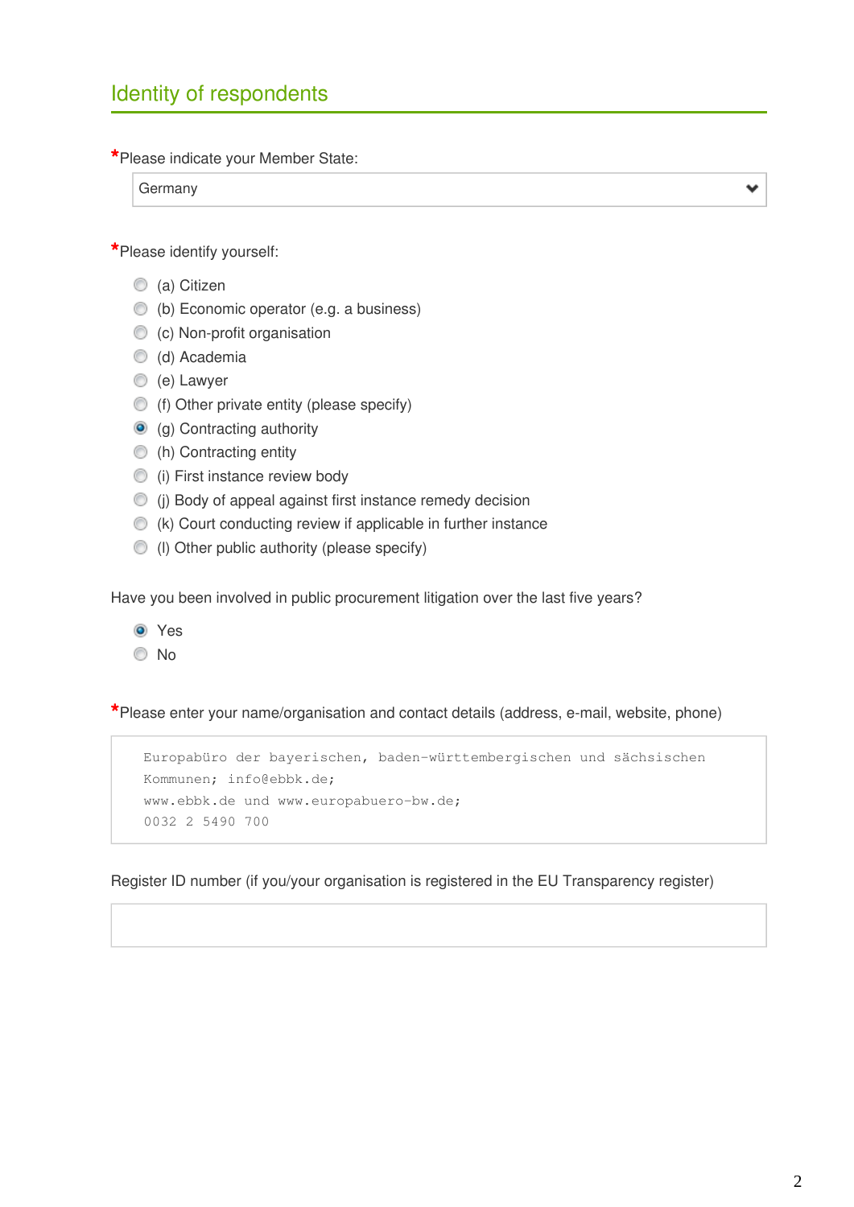## Identity of respondents

*Please indicate your Member State:

Germany

*Please identify yourself:

- ○ (a) Citizen
- ○ (b) Economic operator (e.g. a business)
- ○ (c) Non-profit organisation
- ○ (d) Academia
- ○ (e) Lawyer
- ○ (f) Other private entity (please specify)
- ● (g) Contracting authority
- ○ (h) Contracting entity
- ○ (i) First instance review body
- ○ (j) Body of appeal against first instance remedy decision
- ○ (k) Court conducting review if applicable in further instance
- ○ (l) Other public authority (please specify)

Have you been involved in public procurement litigation over the last five years?

- ● Yes
- ○ No

*Please enter your name/organisation and contact details (address, e-mail, website, phone)

Europabüro der bayerischen, baden-württembergischen und sächsischen Kommunen; info@ebbk.de;
www.ebbk.de und www.europabuero-bw.de;
0032 2 5490 700

Register ID number (if you/your organisation is registered in the EU Transparency register)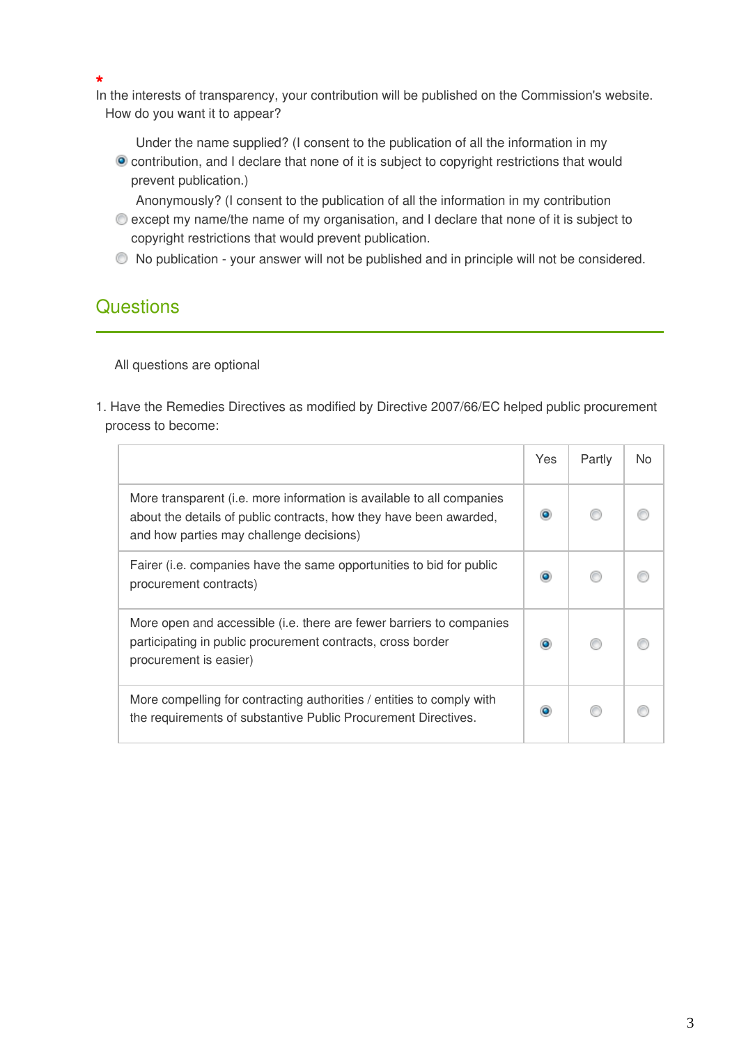*
In the interests of transparency, your contribution will be published on the Commission's website. How do you want it to appear?

- (selected) Under the name supplied? (I consent to the publication of all the information in my contribution, and I declare that none of it is subject to copyright restrictions that would prevent publication.)
- Anonymously? (I consent to the publication of all the information in my contribution except my name/the name of my organisation, and I declare that none of it is subject to copyright restrictions that would prevent publication.
- No publication - your answer will not be published and in principle will not be considered.

## Questions

All questions are optional

1. Have the Remedies Directives as modified by Directive 2007/66/EC helped public procurement process to become:

| | Yes | Partly | No |
|---|---|---|---|
| More transparent (i.e. more information is available to all companies about the details of public contracts, how they have been awarded, and how parties may challenge decisions) | (selected) | | |
| Fairer (i.e. companies have the same opportunities to bid for public procurement contracts) | (selected) | | |
| More open and accessible (i.e. there are fewer barriers to companies participating in public procurement contracts, cross border procurement is easier) | (selected) | | |
| More compelling for contracting authorities / entities to comply with the requirements of substantive Public Procurement Directives. | (selected) | | |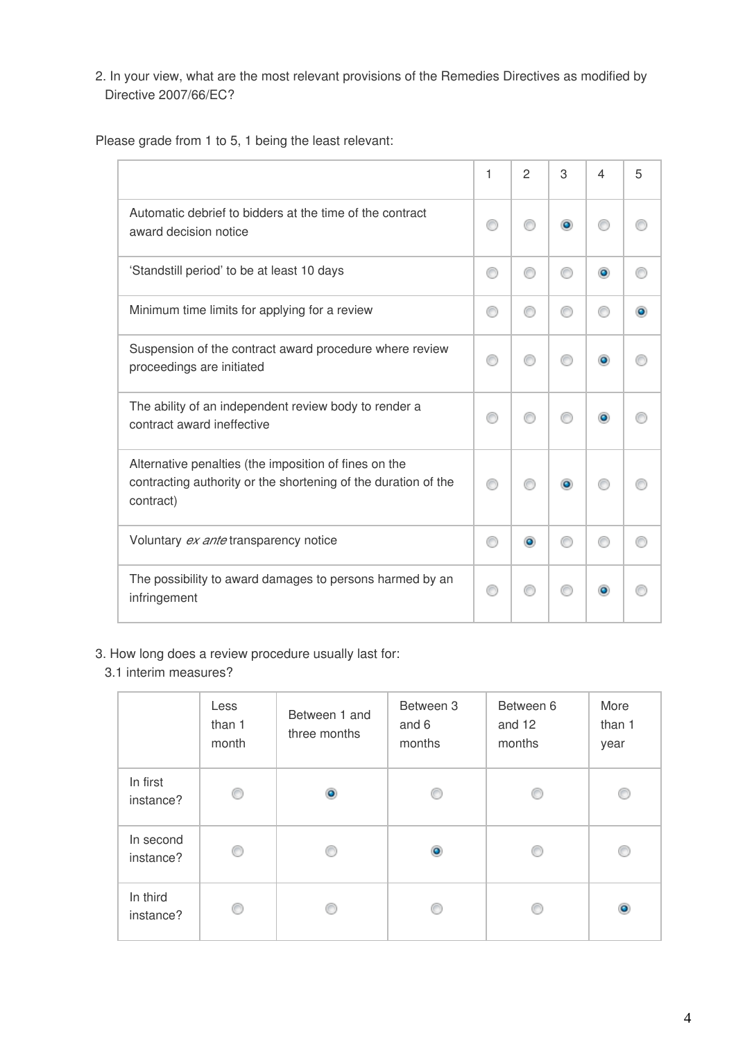2. In your view, what are the most relevant provisions of the Remedies Directives as modified by Directive 2007/66/EC?

Please grade from 1 to 5, 1 being the least relevant:

| | 1 | 2 | 3 | 4 | 5 |
|---|---|---|---|---|---|
| Automatic debrief to bidders at the time of the contract award decision notice | | | ● | | |
| 'Standstill period' to be at least 10 days | | | | ● | |
| Minimum time limits for applying for a review | | | | | ● |
| Suspension of the contract award procedure where review proceedings are initiated | | | | ● | |
| The ability of an independent review body to render a contract award ineffective | | | | ● | |
| Alternative penalties (the imposition of fines on the contracting authority or the shortening of the duration of the contract) | | | ● | | |
| Voluntary *ex ante* transparency notice | | ● | | | |
| The possibility to award damages to persons harmed by an infringement | | | | ● | |

3. How long does a review procedure usually last for:

3.1 interim measures?

| | Less than 1 month | Between 1 and three months | Between 3 and 6 months | Between 6 and 12 months | More than 1 year |
|---|---|---|---|---|---|
| In first instance? | | ● | | | |
| In second instance? | | | ● | | |
| In third instance? | | | | | ● |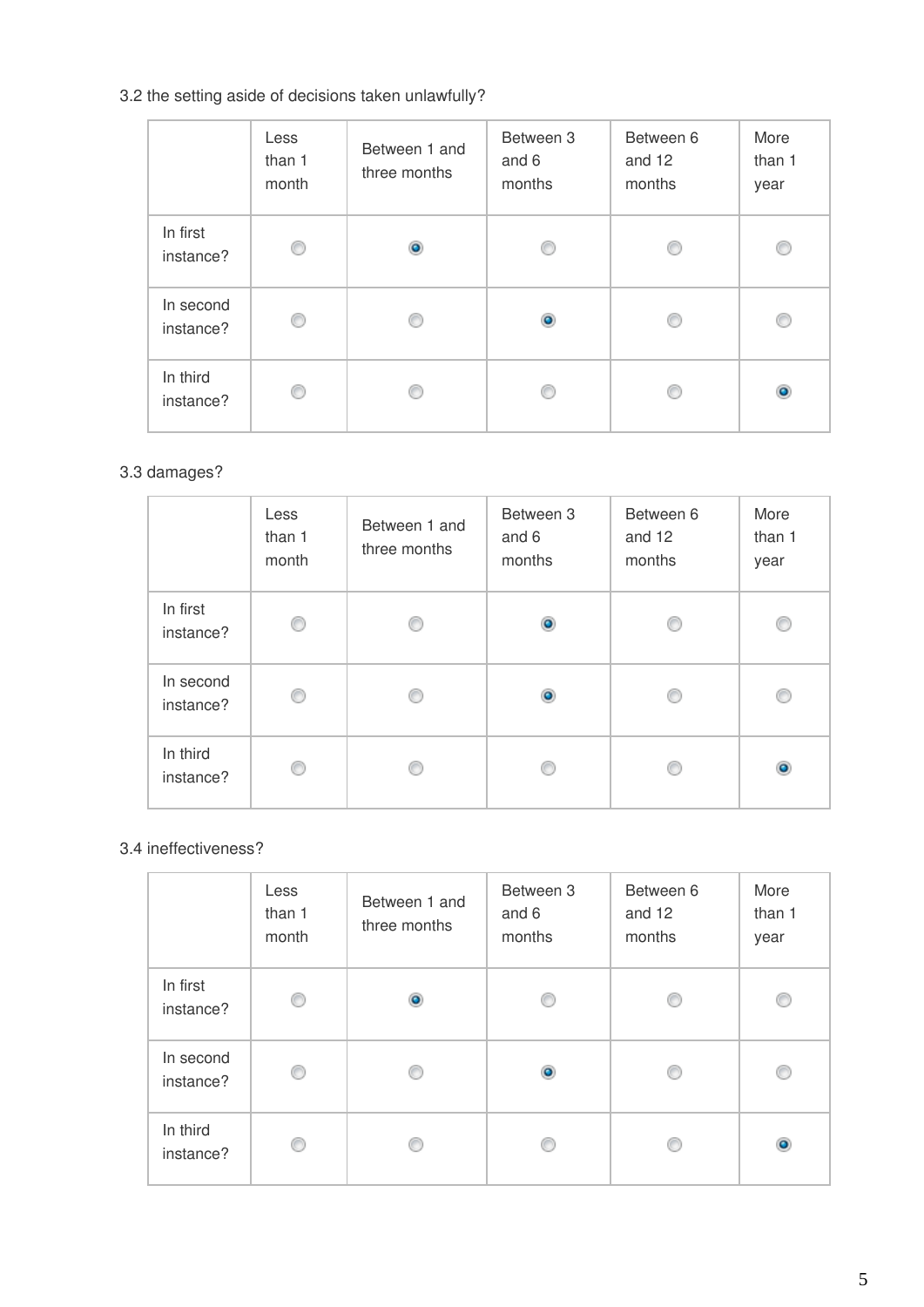3.2 the setting aside of decisions taken unlawfully?

| | Less than 1 month | Between 1 and three months | Between 3 and 6 months | Between 6 and 12 months | More than 1 year |
|---|---|---|---|---|---|
| In first instance? | ○ | ◉ | ○ | ○ | ○ |
| In second instance? | ○ | ○ | ◉ | ○ | ○ |
| In third instance? | ○ | ○ | ○ | ○ | ◉ |

3.3 damages?

| | Less than 1 month | Between 1 and three months | Between 3 and 6 months | Between 6 and 12 months | More than 1 year |
|---|---|---|---|---|---|
| In first instance? | ○ | ○ | ◉ | ○ | ○ |
| In second instance? | ○ | ○ | ◉ | ○ | ○ |
| In third instance? | ○ | ○ | ○ | ○ | ◉ |

3.4 ineffectiveness?

| | Less than 1 month | Between 1 and three months | Between 3 and 6 months | Between 6 and 12 months | More than 1 year |
|---|---|---|---|---|---|
| In first instance? | ○ | ◉ | ○ | ○ | ○ |
| In second instance? | ○ | ○ | ◉ | ○ | ○ |
| In third instance? | ○ | ○ | ○ | ○ | ◉ |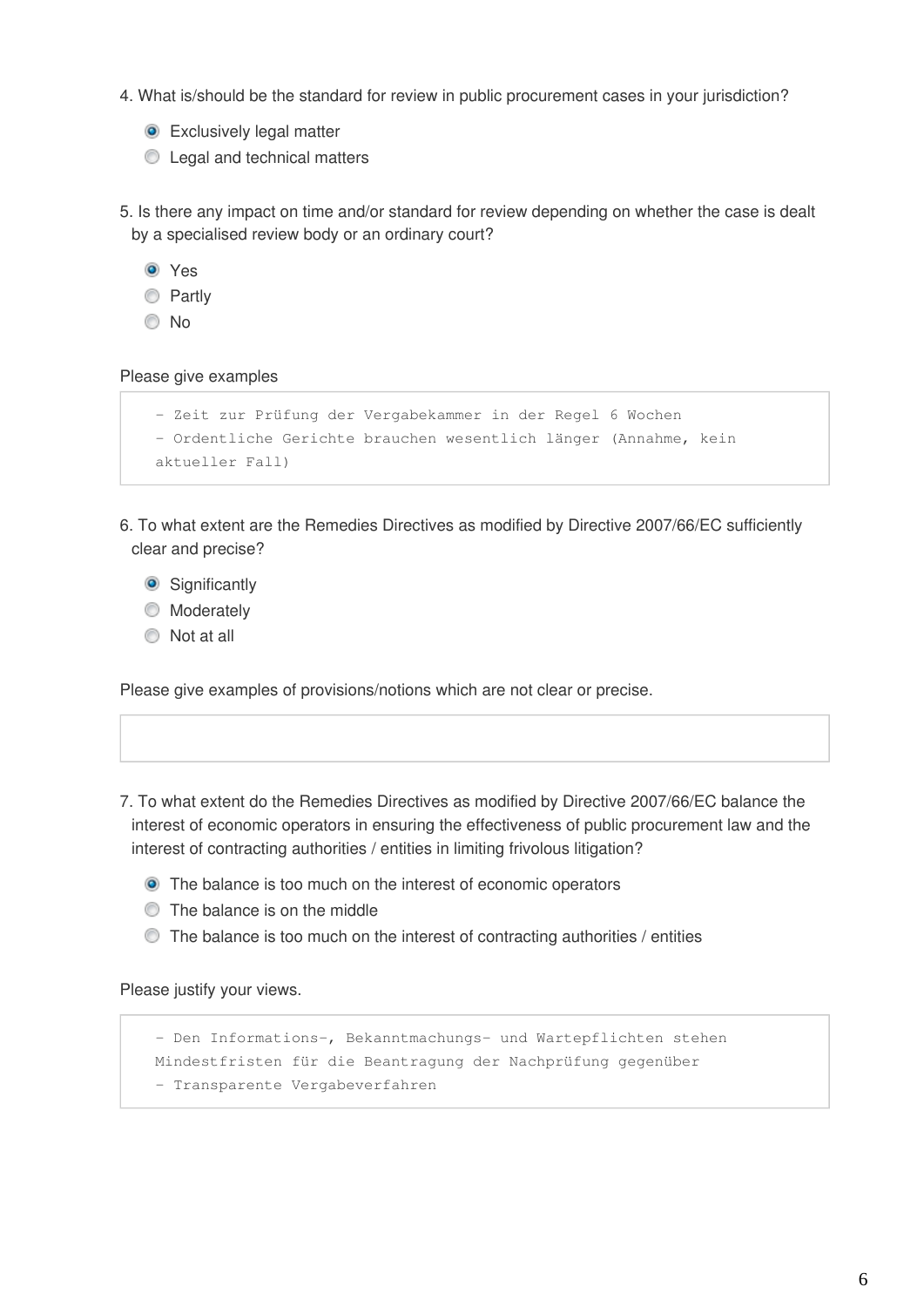4. What is/should be the standard for review in public procurement cases in your jurisdiction?

- (x) Exclusively legal matter
- ( ) Legal and technical matters

5. Is there any impact on time and/or standard for review depending on whether the case is dealt by a specialised review body or an ordinary court?

- (x) Yes
- ( ) Partly
- ( ) No

Please give examples

```
- Zeit zur Prüfung der Vergabekammer in der Regel 6 Wochen
- Ordentliche Gerichte brauchen wesentlich länger (Annahme, kein
aktueller Fall)
```

6. To what extent are the Remedies Directives as modified by Directive 2007/66/EC sufficiently clear and precise?

- (x) Significantly
- ( ) Moderately
- ( ) Not at all

Please give examples of provisions/notions which are not clear or precise.

```

```

7. To what extent do the Remedies Directives as modified by Directive 2007/66/EC balance the interest of economic operators in ensuring the effectiveness of public procurement law and the interest of contracting authorities / entities in limiting frivolous litigation?

- (x) The balance is too much on the interest of economic operators
- ( ) The balance is on the middle
- ( ) The balance is too much on the interest of contracting authorities / entities

Please justify your views.

```
- Den Informations-, Bekanntmachungs- und Wartepflichten stehen
Mindestfristen für die Beantragung der Nachprüfung gegenüber
- Transparente Vergabeverfahren
```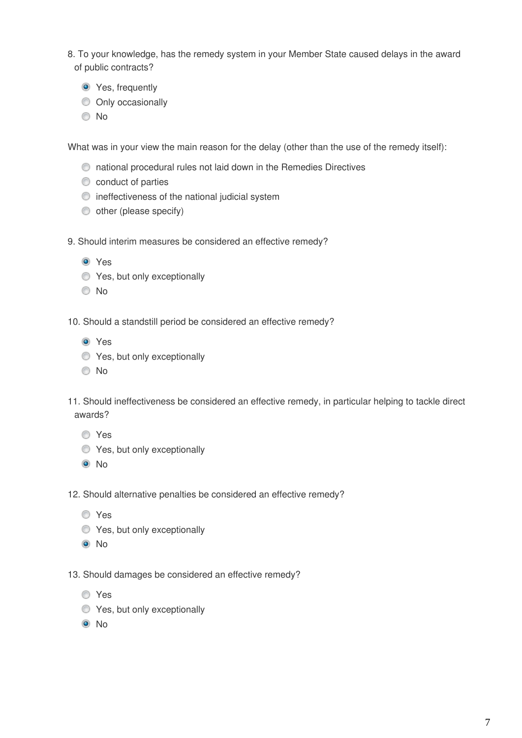8. To your knowledge, has the remedy system in your Member State caused delays in the award of public contracts?

- ◉ Yes, frequently
- ○ Only occasionally
- ○ No

What was in your view the main reason for the delay (other than the use of the remedy itself):

- ○ national procedural rules not laid down in the Remedies Directives
- ○ conduct of parties
- ○ ineffectiveness of the national judicial system
- ○ other (please specify)

9. Should interim measures be considered an effective remedy?

- ◉ Yes
- ○ Yes, but only exceptionally
- ○ No

10. Should a standstill period be considered an effective remedy?

- ◉ Yes
- ○ Yes, but only exceptionally
- ○ No

11. Should ineffectiveness be considered an effective remedy, in particular helping to tackle direct awards?

- ○ Yes
- ○ Yes, but only exceptionally
- ◉ No

12. Should alternative penalties be considered an effective remedy?

- ○ Yes
- ○ Yes, but only exceptionally
- ◉ No

13. Should damages be considered an effective remedy?

- ○ Yes
- ○ Yes, but only exceptionally
- ◉ No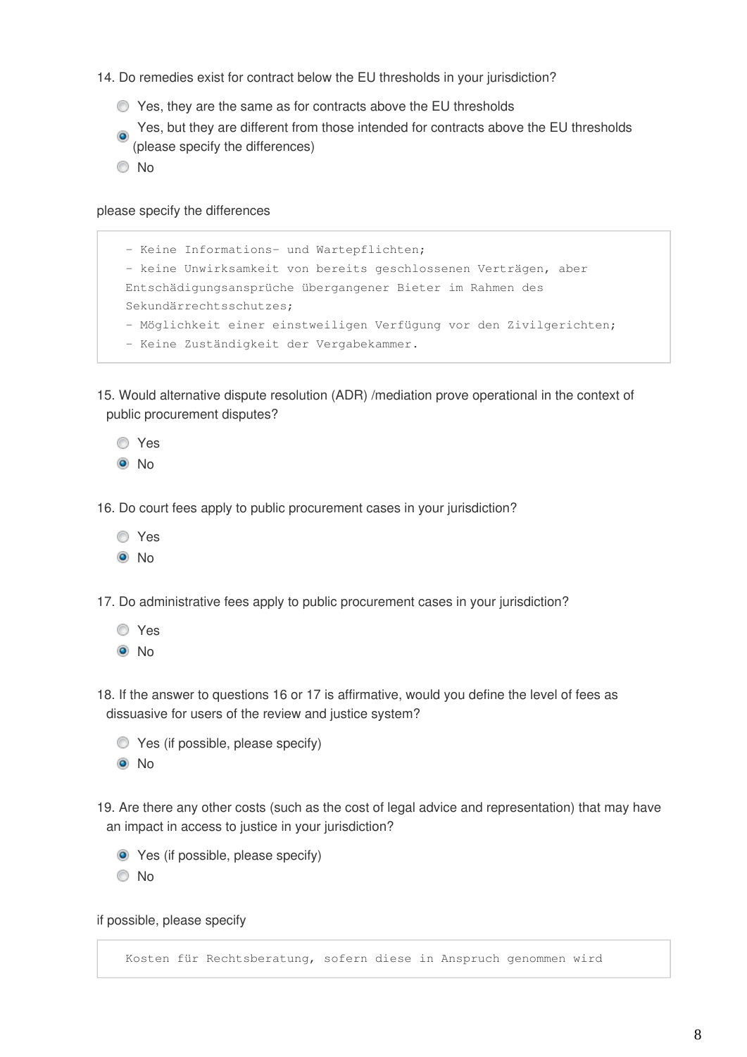14. Do remedies exist for contract below the EU thresholds in your jurisdiction?

- ○ Yes, they are the same as for contracts above the EU thresholds
- ● Yes, but they are different from those intended for contracts above the EU thresholds (please specify the differences)
- ○ No

please specify the differences

```
- Keine Informations- und Wartepflichten;
- keine Unwirksamkeit von bereits geschlossenen Verträgen, aber
Entschädigungsansprüche übergangener Bieter im Rahmen des
Sekundärrechtsschutzes;
- Möglichkeit einer einstweiligen Verfügung vor den Zivilgerichten;
- Keine Zuständigkeit der Vergabekammer.
```

15. Would alternative dispute resolution (ADR) /mediation prove operational in the context of public procurement disputes?

- ○ Yes
- ● No

16. Do court fees apply to public procurement cases in your jurisdiction?

- ○ Yes
- ● No

17. Do administrative fees apply to public procurement cases in your jurisdiction?

- ○ Yes
- ● No

18. If the answer to questions 16 or 17 is affirmative, would you define the level of fees as dissuasive for users of the review and justice system?

- ○ Yes (if possible, please specify)
- ● No

19. Are there any other costs (such as the cost of legal advice and representation) that may have an impact in access to justice in your jurisdiction?

- ● Yes (if possible, please specify)
- ○ No

if possible, please specify

```
Kosten für Rechtsberatung, sofern diese in Anspruch genommen wird
```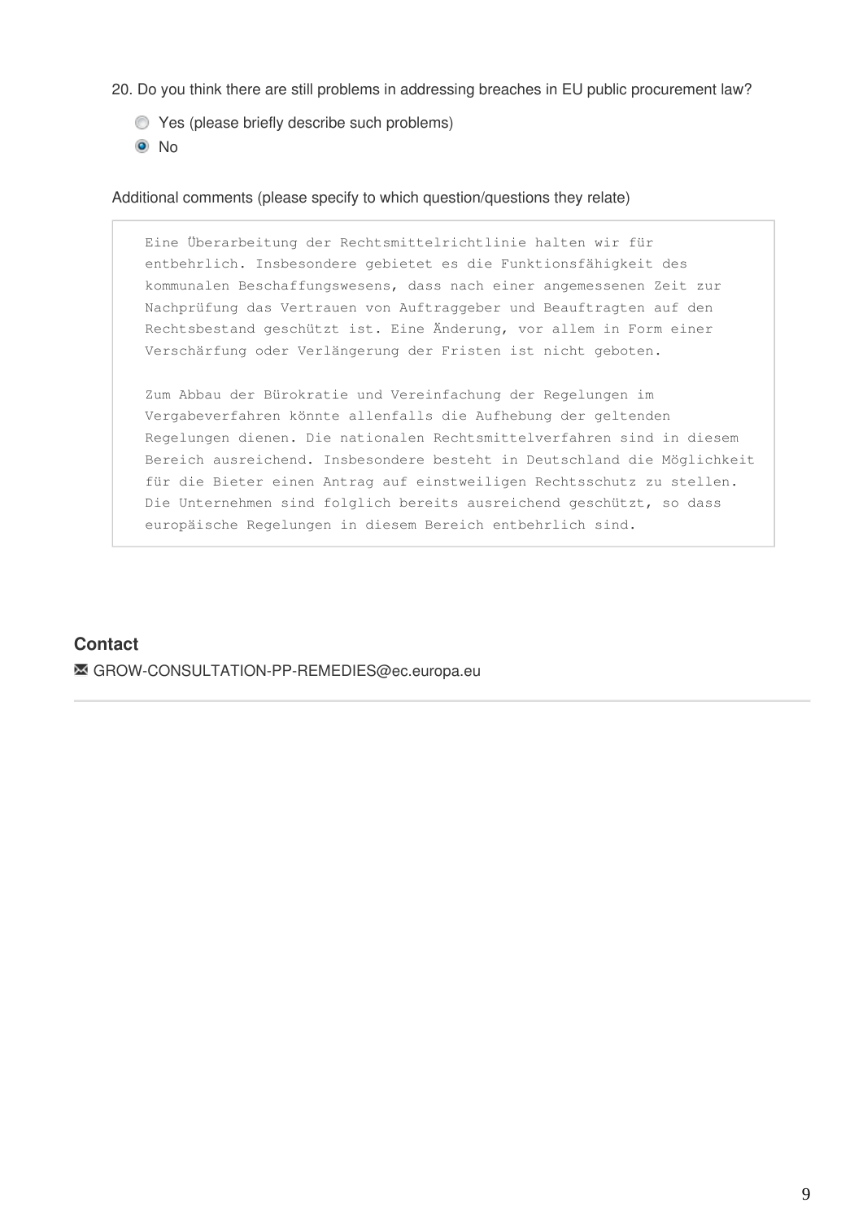20. Do you think there are still problems in addressing breaches in EU public procurement law?

- ◯ Yes (please briefly describe such problems)
- ◉ No

Additional comments (please specify to which question/questions they relate)

> Eine Überarbeitung der Rechtsmittelrichtlinie halten wir für entbehrlich. Insbesondere gebietet es die Funktionsfähigkeit des kommunalen Beschaffungswesens, dass nach einer angemessenen Zeit zur Nachprüfung das Vertrauen von Auftraggeber und Beauftragten auf den Rechtsbestand geschützt ist. Eine Änderung, vor allem in Form einer Verschärfung oder Verlängerung der Fristen ist nicht geboten.
>
> Zum Abbau der Bürokratie und Vereinfachung der Regelungen im Vergabeverfahren könnte allenfalls die Aufhebung der geltenden Regelungen dienen. Die nationalen Rechtsmittelverfahren sind in diesem Bereich ausreichend. Insbesondere besteht in Deutschland die Möglichkeit für die Bieter einen Antrag auf einstweiligen Rechtsschutz zu stellen. Die Unternehmen sind folglich bereits ausreichend geschützt, so dass europäische Regelungen in diesem Bereich entbehrlich sind.

### Contact

✉ GROW-CONSULTATION-PP-REMEDIES@ec.europa.eu